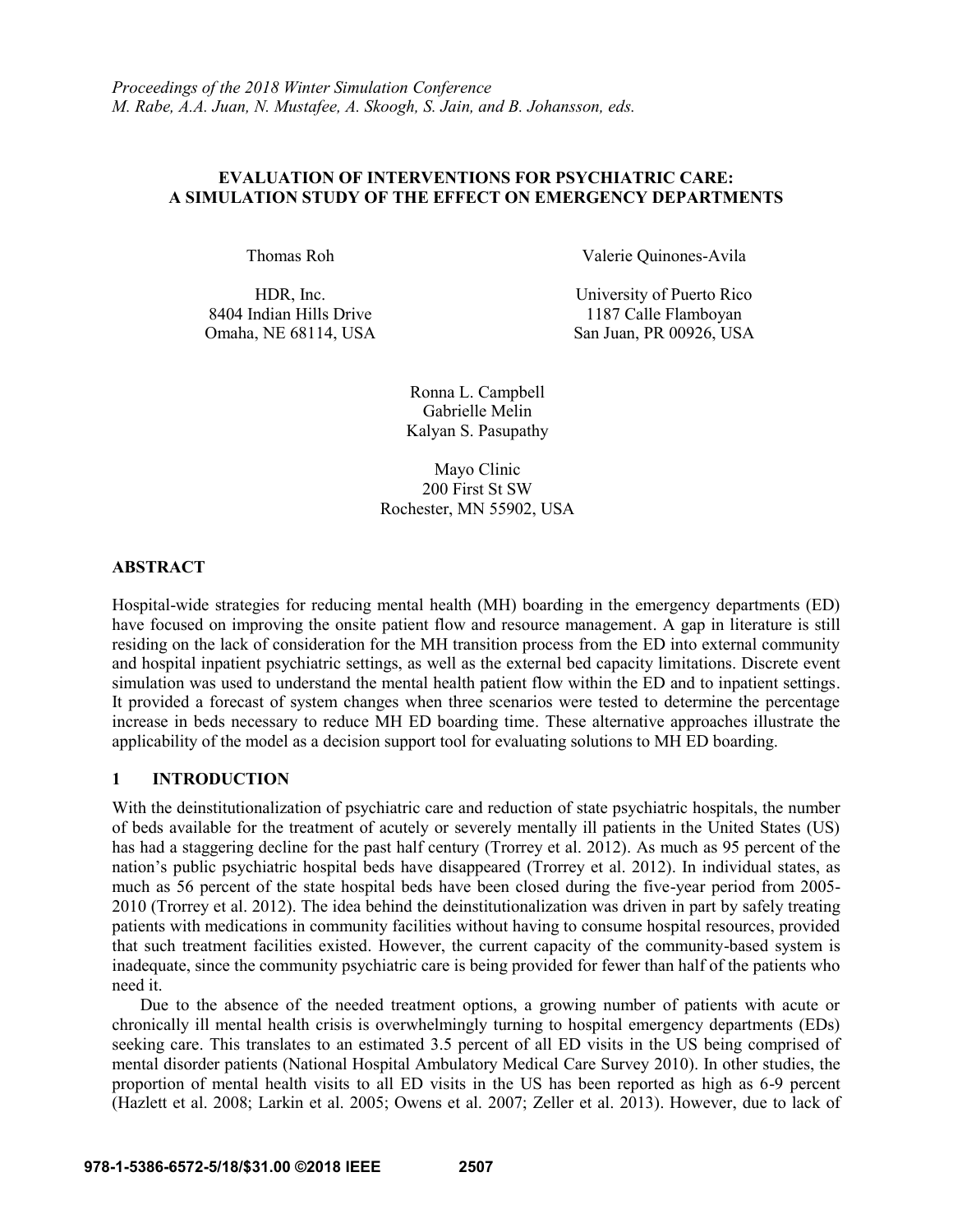*Proceedings of the 2018 Winter Simulation Conference*
*M. Rabe, A.A. Juan, N. Mustafee, A. Skoogh, S. Jain, and B. Johansson, eds.*

# EVALUATION OF INTERVENTIONS FOR PSYCHIATRIC CARE: A SIMULATION STUDY OF THE EFFECT ON EMERGENCY DEPARTMENTS

Thomas Roh

HDR, Inc.
8404 Indian Hills Drive
Omaha, NE 68114, USA

Valerie Quinones-Avila

University of Puerto Rico
1187 Calle Flamboyan
San Juan, PR 00926, USA

Ronna L. Campbell
Gabrielle Melin
Kalyan S. Pasupathy

Mayo Clinic
200 First St SW
Rochester, MN 55902, USA

## ABSTRACT

Hospital-wide strategies for reducing mental health (MH) boarding in the emergency departments (ED) have focused on improving the onsite patient flow and resource management. A gap in literature is still residing on the lack of consideration for the MH transition process from the ED into external community and hospital inpatient psychiatric settings, as well as the external bed capacity limitations. Discrete event simulation was used to understand the mental health patient flow within the ED and to inpatient settings. It provided a forecast of system changes when three scenarios were tested to determine the percentage increase in beds necessary to reduce MH ED boarding time. These alternative approaches illustrate the applicability of the model as a decision support tool for evaluating solutions to MH ED boarding.

## 1 INTRODUCTION

With the deinstitutionalization of psychiatric care and reduction of state psychiatric hospitals, the number of beds available for the treatment of acutely or severely mentally ill patients in the United States (US) has had a staggering decline for the past half century (Trorrey et al. 2012). As much as 95 percent of the nation's public psychiatric hospital beds have disappeared (Trorrey et al. 2012). In individual states, as much as 56 percent of the state hospital beds have been closed during the five-year period from 2005-2010 (Trorrey et al. 2012). The idea behind the deinstitutionalization was driven in part by safely treating patients with medications in community facilities without having to consume hospital resources, provided that such treatment facilities existed. However, the current capacity of the community-based system is inadequate, since the community psychiatric care is being provided for fewer than half of the patients who need it.

Due to the absence of the needed treatment options, a growing number of patients with acute or chronically ill mental health crisis is overwhelmingly turning to hospital emergency departments (EDs) seeking care. This translates to an estimated 3.5 percent of all ED visits in the US being comprised of mental disorder patients (National Hospital Ambulatory Medical Care Survey 2010). In other studies, the proportion of mental health visits to all ED visits in the US has been reported as high as 6-9 percent (Hazlett et al. 2008; Larkin et al. 2005; Owens et al. 2007; Zeller et al. 2013). However, due to lack of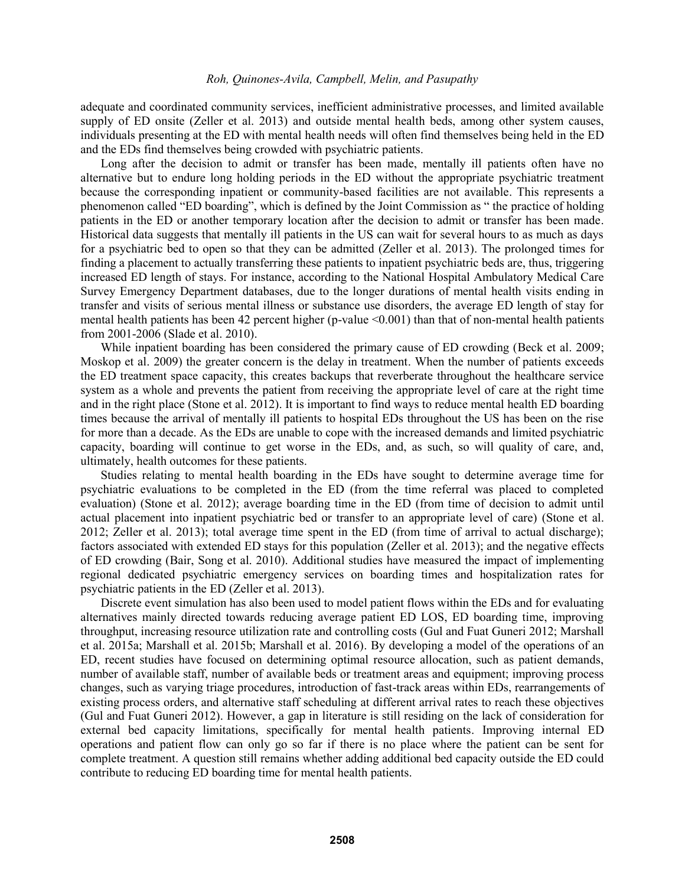adequate and coordinated community services, inefficient administrative processes, and limited available supply of ED onsite (Zeller et al. 2013) and outside mental health beds, among other system causes, individuals presenting at the ED with mental health needs will often find themselves being held in the ED and the EDs find themselves being crowded with psychiatric patients.

Long after the decision to admit or transfer has been made, mentally ill patients often have no alternative but to endure long holding periods in the ED without the appropriate psychiatric treatment because the corresponding inpatient or community-based facilities are not available. This represents a phenomenon called "ED boarding", which is defined by the Joint Commission as " the practice of holding patients in the ED or another temporary location after the decision to admit or transfer has been made. Historical data suggests that mentally ill patients in the US can wait for several hours to as much as days for a psychiatric bed to open so that they can be admitted (Zeller et al. 2013). The prolonged times for finding a placement to actually transferring these patients to inpatient psychiatric beds are, thus, triggering increased ED length of stays. For instance, according to the National Hospital Ambulatory Medical Care Survey Emergency Department databases, due to the longer durations of mental health visits ending in transfer and visits of serious mental illness or substance use disorders, the average ED length of stay for mental health patients has been 42 percent higher (p-value <0.001) than that of non-mental health patients from 2001-2006 (Slade et al. 2010).

While inpatient boarding has been considered the primary cause of ED crowding (Beck et al. 2009; Moskop et al. 2009) the greater concern is the delay in treatment. When the number of patients exceeds the ED treatment space capacity, this creates backups that reverberate throughout the healthcare service system as a whole and prevents the patient from receiving the appropriate level of care at the right time and in the right place (Stone et al. 2012). It is important to find ways to reduce mental health ED boarding times because the arrival of mentally ill patients to hospital EDs throughout the US has been on the rise for more than a decade. As the EDs are unable to cope with the increased demands and limited psychiatric capacity, boarding will continue to get worse in the EDs, and, as such, so will quality of care, and, ultimately, health outcomes for these patients.

Studies relating to mental health boarding in the EDs have sought to determine average time for psychiatric evaluations to be completed in the ED (from the time referral was placed to completed evaluation) (Stone et al. 2012); average boarding time in the ED (from time of decision to admit until actual placement into inpatient psychiatric bed or transfer to an appropriate level of care) (Stone et al. 2012; Zeller et al. 2013); total average time spent in the ED (from time of arrival to actual discharge); factors associated with extended ED stays for this population (Zeller et al. 2013); and the negative effects of ED crowding (Bair, Song et al. 2010). Additional studies have measured the impact of implementing regional dedicated psychiatric emergency services on boarding times and hospitalization rates for psychiatric patients in the ED (Zeller et al. 2013).

Discrete event simulation has also been used to model patient flows within the EDs and for evaluating alternatives mainly directed towards reducing average patient ED LOS, ED boarding time, improving throughput, increasing resource utilization rate and controlling costs (Gul and Fuat Guneri 2012; Marshall et al. 2015a; Marshall et al. 2015b; Marshall et al. 2016). By developing a model of the operations of an ED, recent studies have focused on determining optimal resource allocation, such as patient demands, number of available staff, number of available beds or treatment areas and equipment; improving process changes, such as varying triage procedures, introduction of fast-track areas within EDs, rearrangements of existing process orders, and alternative staff scheduling at different arrival rates to reach these objectives (Gul and Fuat Guneri 2012). However, a gap in literature is still residing on the lack of consideration for external bed capacity limitations, specifically for mental health patients. Improving internal ED operations and patient flow can only go so far if there is no place where the patient can be sent for complete treatment. A question still remains whether adding additional bed capacity outside the ED could contribute to reducing ED boarding time for mental health patients.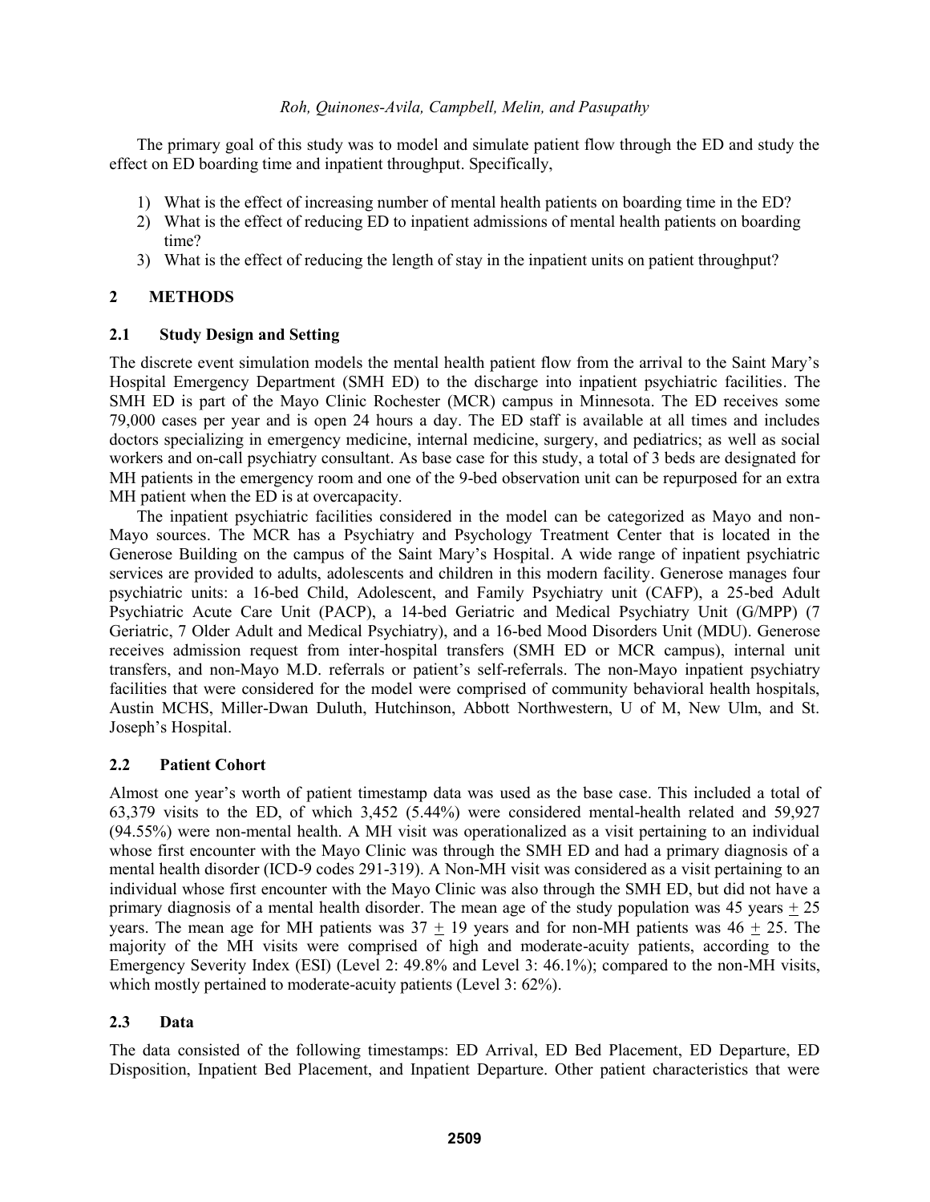The primary goal of this study was to model and simulate patient flow through the ED and study the effect on ED boarding time and inpatient throughput. Specifically,

1) What is the effect of increasing number of mental health patients on boarding time in the ED?
2) What is the effect of reducing ED to inpatient admissions of mental health patients on boarding time?
3) What is the effect of reducing the length of stay in the inpatient units on patient throughput?

## 2 METHODS

### 2.1 Study Design and Setting

The discrete event simulation models the mental health patient flow from the arrival to the Saint Mary's Hospital Emergency Department (SMH ED) to the discharge into inpatient psychiatric facilities. The SMH ED is part of the Mayo Clinic Rochester (MCR) campus in Minnesota. The ED receives some 79,000 cases per year and is open 24 hours a day. The ED staff is available at all times and includes doctors specializing in emergency medicine, internal medicine, surgery, and pediatrics; as well as social workers and on-call psychiatry consultant. As base case for this study, a total of 3 beds are designated for MH patients in the emergency room and one of the 9-bed observation unit can be repurposed for an extra MH patient when the ED is at overcapacity.

The inpatient psychiatric facilities considered in the model can be categorized as Mayo and non-Mayo sources. The MCR has a Psychiatry and Psychology Treatment Center that is located in the Generose Building on the campus of the Saint Mary's Hospital. A wide range of inpatient psychiatric services are provided to adults, adolescents and children in this modern facility. Generose manages four psychiatric units: a 16-bed Child, Adolescent, and Family Psychiatry unit (CAFP), a 25-bed Adult Psychiatric Acute Care Unit (PACP), a 14-bed Geriatric and Medical Psychiatry Unit (G/MPP) (7 Geriatric, 7 Older Adult and Medical Psychiatry), and a 16-bed Mood Disorders Unit (MDU). Generose receives admission request from inter-hospital transfers (SMH ED or MCR campus), internal unit transfers, and non-Mayo M.D. referrals or patient's self-referrals. The non-Mayo inpatient psychiatry facilities that were considered for the model were comprised of community behavioral health hospitals, Austin MCHS, Miller-Dwan Duluth, Hutchinson, Abbott Northwestern, U of M, New Ulm, and St. Joseph's Hospital.

### 2.2 Patient Cohort

Almost one year's worth of patient timestamp data was used as the base case. This included a total of 63,379 visits to the ED, of which 3,452 (5.44%) were considered mental-health related and 59,927 (94.55%) were non-mental health. A MH visit was operationalized as a visit pertaining to an individual whose first encounter with the Mayo Clinic was through the SMH ED and had a primary diagnosis of a mental health disorder (ICD-9 codes 291-319). A Non-MH visit was considered as a visit pertaining to an individual whose first encounter with the Mayo Clinic was also through the SMH ED, but did not have a primary diagnosis of a mental health disorder. The mean age of the study population was 45 years $\pm$ 25 years. The mean age for MH patients was 37 $\pm$ 19 years and for non-MH patients was 46 $\pm$ 25. The majority of the MH visits were comprised of high and moderate-acuity patients, according to the Emergency Severity Index (ESI) (Level 2: 49.8% and Level 3: 46.1%); compared to the non-MH visits, which mostly pertained to moderate-acuity patients (Level 3: 62%).

### 2.3 Data

The data consisted of the following timestamps: ED Arrival, ED Bed Placement, ED Departure, ED Disposition, Inpatient Bed Placement, and Inpatient Departure. Other patient characteristics that were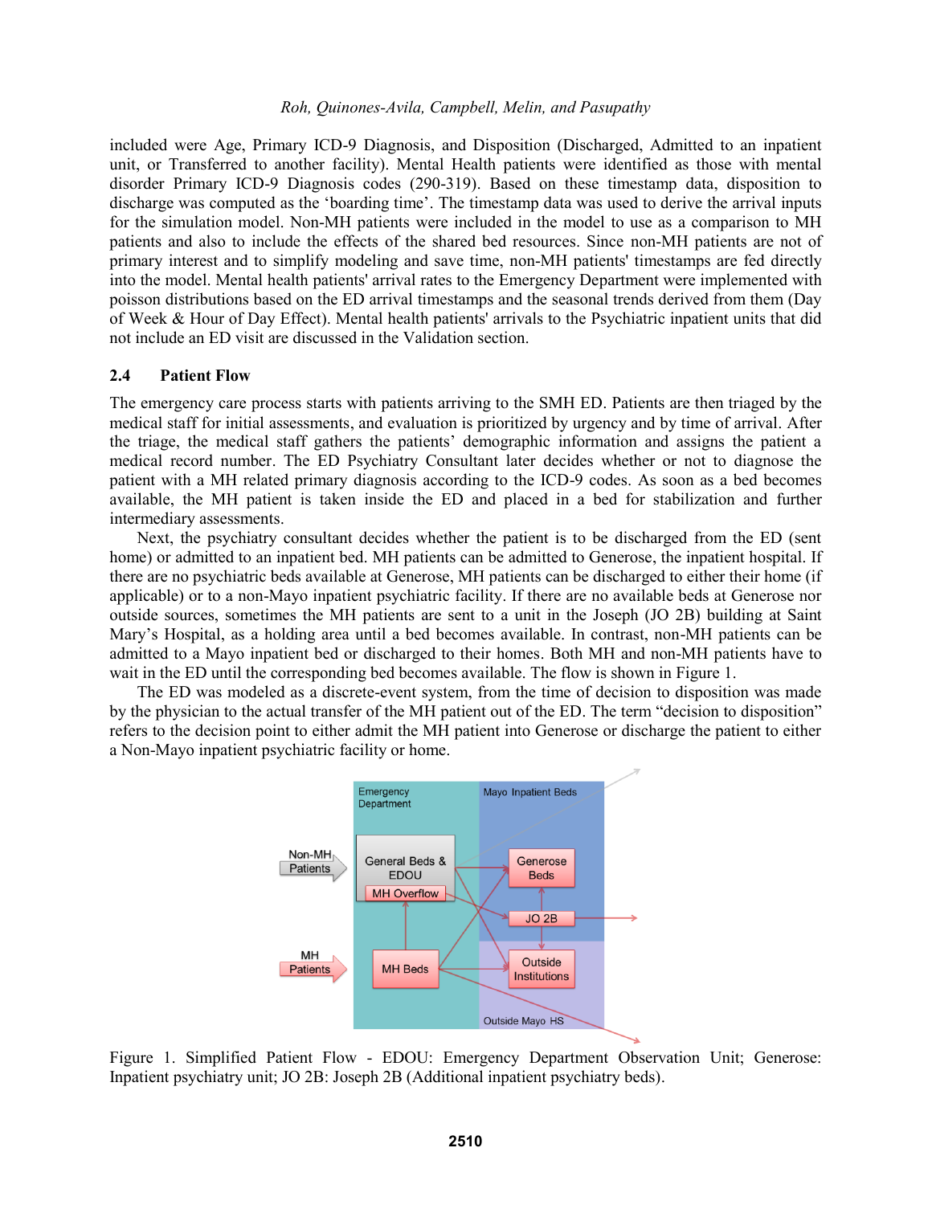included were Age, Primary ICD-9 Diagnosis, and Disposition (Discharged, Admitted to an inpatient unit, or Transferred to another facility). Mental Health patients were identified as those with mental disorder Primary ICD-9 Diagnosis codes (290-319). Based on these timestamp data, disposition to discharge was computed as the 'boarding time'. The timestamp data was used to derive the arrival inputs for the simulation model. Non-MH patients were included in the model to use as a comparison to MH patients and also to include the effects of the shared bed resources. Since non-MH patients are not of primary interest and to simplify modeling and save time, non-MH patients' timestamps are fed directly into the model. Mental health patients' arrival rates to the Emergency Department were implemented with poisson distributions based on the ED arrival timestamps and the seasonal trends derived from them (Day of Week & Hour of Day Effect). Mental health patients' arrivals to the Psychiatric inpatient units that did not include an ED visit are discussed in the Validation section.

## 2.4 Patient Flow

The emergency care process starts with patients arriving to the SMH ED. Patients are then triaged by the medical staff for initial assessments, and evaluation is prioritized by urgency and by time of arrival. After the triage, the medical staff gathers the patients' demographic information and assigns the patient a medical record number. The ED Psychiatry Consultant later decides whether or not to diagnose the patient with a MH related primary diagnosis according to the ICD-9 codes. As soon as a bed becomes available, the MH patient is taken inside the ED and placed in a bed for stabilization and further intermediary assessments.

Next, the psychiatry consultant decides whether the patient is to be discharged from the ED (sent home) or admitted to an inpatient bed. MH patients can be admitted to Generose, the inpatient hospital. If there are no psychiatric beds available at Generose, MH patients can be discharged to either their home (if applicable) or to a non-Mayo inpatient psychiatric facility. If there are no available beds at Generose nor outside sources, sometimes the MH patients are sent to a unit in the Joseph (JO 2B) building at Saint Mary's Hospital, as a holding area until a bed becomes available. In contrast, non-MH patients can be admitted to a Mayo inpatient bed or discharged to their homes. Both MH and non-MH patients have to wait in the ED until the corresponding bed becomes available. The flow is shown in Figure 1.

The ED was modeled as a discrete-event system, from the time of decision to disposition was made by the physician to the actual transfer of the MH patient out of the ED. The term "decision to disposition" refers to the decision point to either admit the MH patient into Generose or discharge the patient to either a Non-Mayo inpatient psychiatric facility or home.

Figure 1. Simplified Patient Flow - EDOU: Emergency Department Observation Unit; Generose: Inpatient psychiatry unit; JO 2B: Joseph 2B (Additional inpatient psychiatry beds).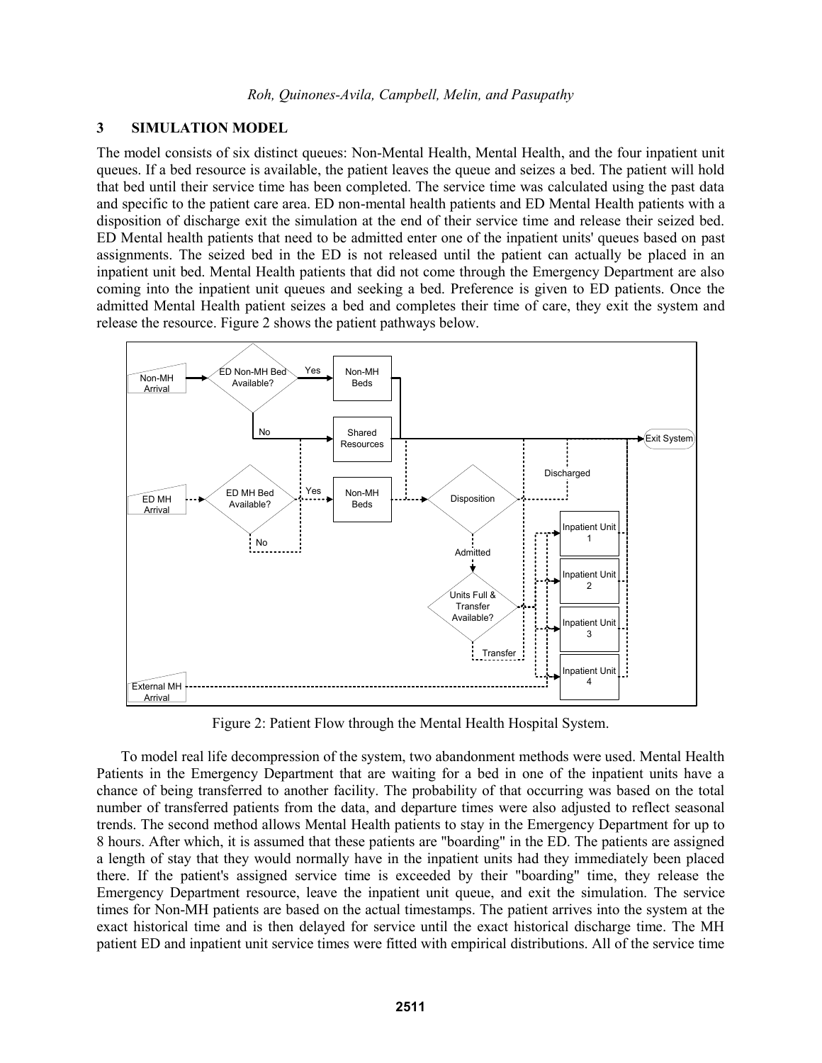## 3 SIMULATION MODEL

The model consists of six distinct queues: Non-Mental Health, Mental Health, and the four inpatient unit queues. If a bed resource is available, the patient leaves the queue and seizes a bed. The patient will hold that bed until their service time has been completed. The service time was calculated using the past data and specific to the patient care area. ED non-mental health patients and ED Mental Health patients with a disposition of discharge exit the simulation at the end of their service time and release their seized bed. ED Mental health patients that need to be admitted enter one of the inpatient units' queues based on past assignments. The seized bed in the ED is not released until the patient can actually be placed in an inpatient unit bed. Mental Health patients that did not come through the Emergency Department are also coming into the inpatient unit queues and seeking a bed. Preference is given to ED patients. Once the admitted Mental Health patient seizes a bed and completes their time of care, they exit the system and release the resource. Figure 2 shows the patient pathways below.

Figure 2: Patient Flow through the Mental Health Hospital System.

To model real life decompression of the system, two abandonment methods were used. Mental Health Patients in the Emergency Department that are waiting for a bed in one of the inpatient units have a chance of being transferred to another facility. The probability of that occurring was based on the total number of transferred patients from the data, and departure times were also adjusted to reflect seasonal trends. The second method allows Mental Health patients to stay in the Emergency Department for up to 8 hours. After which, it is assumed that these patients are "boarding" in the ED. The patients are assigned a length of stay that they would normally have in the inpatient units had they immediately been placed there. If the patient's assigned service time is exceeded by their "boarding" time, they release the Emergency Department resource, leave the inpatient unit queue, and exit the simulation. The service times for Non-MH patients are based on the actual timestamps. The patient arrives into the system at the exact historical time and is then delayed for service until the exact historical discharge time. The MH patient ED and inpatient unit service times were fitted with empirical distributions. All of the service time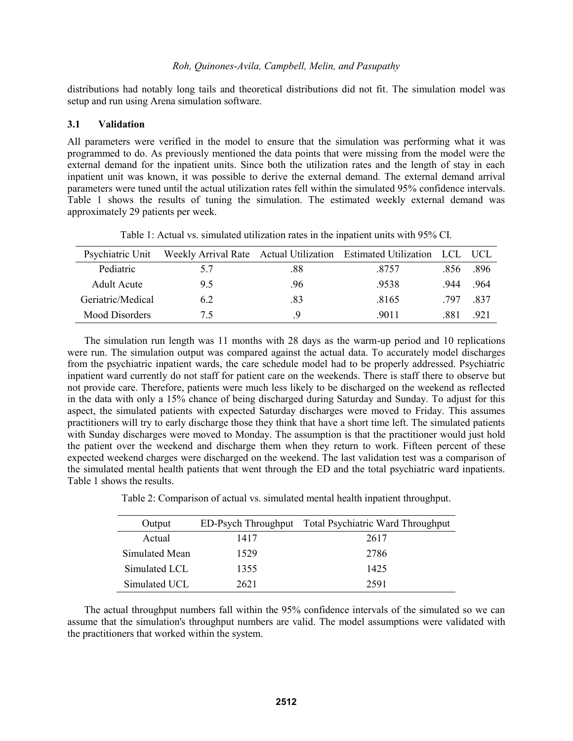distributions had notably long tails and theoretical distributions did not fit. The simulation model was setup and run using Arena simulation software.

### 3.1 Validation

All parameters were verified in the model to ensure that the simulation was performing what it was programmed to do. As previously mentioned the data points that were missing from the model were the external demand for the inpatient units. Since both the utilization rates and the length of stay in each inpatient unit was known, it was possible to derive the external demand. The external demand arrival parameters were tuned until the actual utilization rates fell within the simulated 95% confidence intervals. Table 1 shows the results of tuning the simulation. The estimated weekly external demand was approximately 29 patients per week.

Table 1: Actual vs. simulated utilization rates in the inpatient units with 95% CI.

| Psychiatric Unit | Weekly Arrival Rate | Actual Utilization | Estimated Utilization | LCL | UCL |
|---|---|---|---|---|---|
| Pediatric | 5.7 | .88 | .8757 | .856 | .896 |
| Adult Acute | 9.5 | .96 | .9538 | .944 | .964 |
| Geriatric/Medical | 6.2 | .83 | .8165 | .797 | .837 |
| Mood Disorders | 7.5 | .9 | .9011 | .881 | .921 |

The simulation run length was 11 months with 28 days as the warm-up period and 10 replications were run. The simulation output was compared against the actual data. To accurately model discharges from the psychiatric inpatient wards, the care schedule model had to be properly addressed. Psychiatric inpatient ward currently do not staff for patient care on the weekends. There is staff there to observe but not provide care. Therefore, patients were much less likely to be discharged on the weekend as reflected in the data with only a 15% chance of being discharged during Saturday and Sunday. To adjust for this aspect, the simulated patients with expected Saturday discharges were moved to Friday. This assumes practitioners will try to early discharge those they think that have a short time left. The simulated patients with Sunday discharges were moved to Monday. The assumption is that the practitioner would just hold the patient over the weekend and discharge them when they return to work. Fifteen percent of these expected weekend charges were discharged on the weekend. The last validation test was a comparison of the simulated mental health patients that went through the ED and the total psychiatric ward inpatients. Table 1 shows the results.

Table 2: Comparison of actual vs. simulated mental health inpatient throughput.

| Output | ED-Psych Throughput | Total Psychiatric Ward Throughput |
|---|---|---|
| Actual | 1417 | 2617 |
| Simulated Mean | 1529 | 2786 |
| Simulated LCL | 1355 | 1425 |
| Simulated UCL | 2621 | 2591 |

The actual throughput numbers fall within the 95% confidence intervals of the simulated so we can assume that the simulation's throughput numbers are valid. The model assumptions were validated with the practitioners that worked within the system.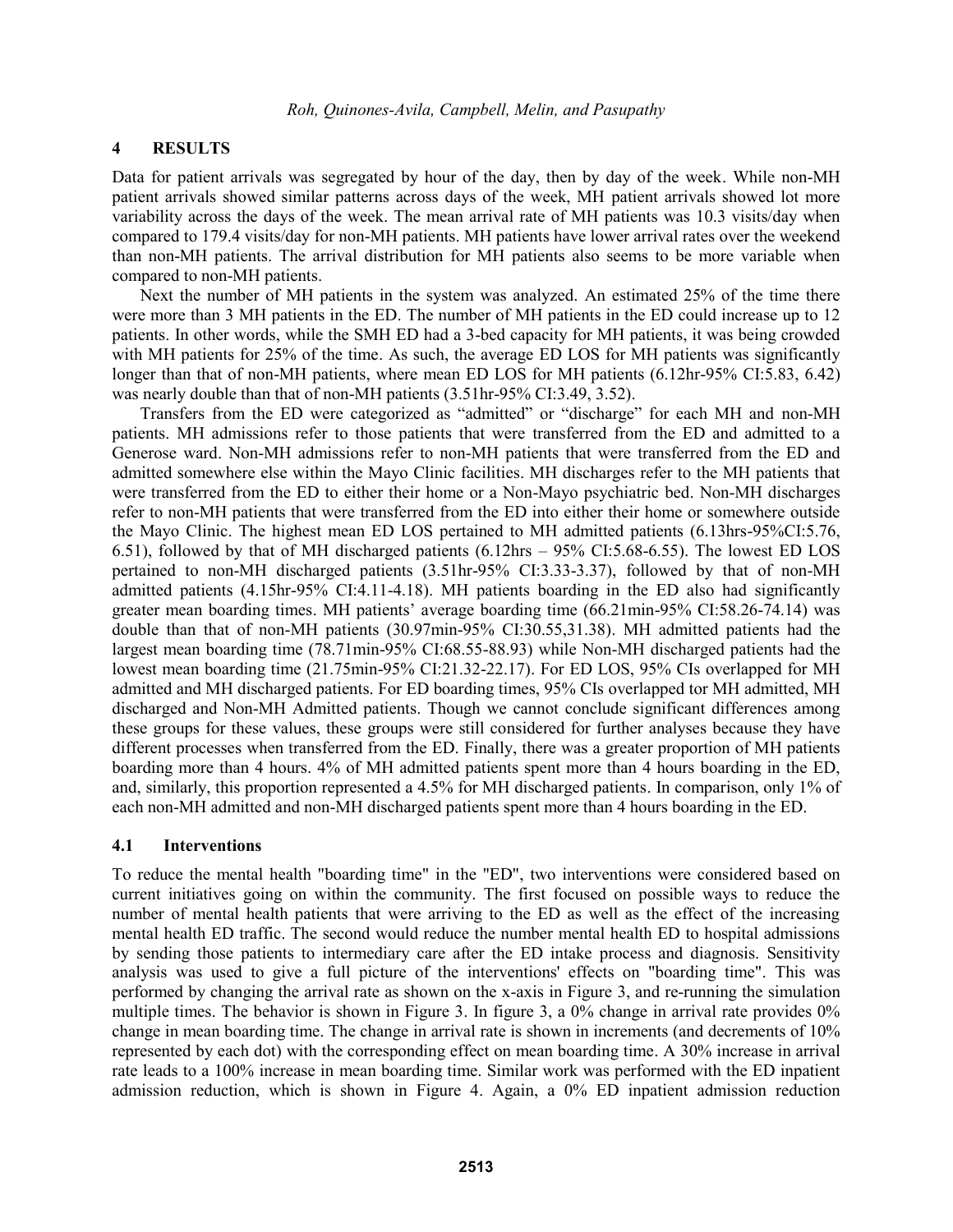## 4 RESULTS

Data for patient arrivals was segregated by hour of the day, then by day of the week. While non-MH patient arrivals showed similar patterns across days of the week, MH patient arrivals showed lot more variability across the days of the week. The mean arrival rate of MH patients was 10.3 visits/day when compared to 179.4 visits/day for non-MH patients. MH patients have lower arrival rates over the weekend than non-MH patients. The arrival distribution for MH patients also seems to be more variable when compared to non-MH patients.

Next the number of MH patients in the system was analyzed. An estimated 25% of the time there were more than 3 MH patients in the ED. The number of MH patients in the ED could increase up to 12 patients. In other words, while the SMH ED had a 3-bed capacity for MH patients, it was being crowded with MH patients for 25% of the time. As such, the average ED LOS for MH patients was significantly longer than that of non-MH patients, where mean ED LOS for MH patients (6.12hr-95% CI:5.83, 6.42) was nearly double than that of non-MH patients (3.51hr-95% CI:3.49, 3.52).

Transfers from the ED were categorized as "admitted" or "discharge" for each MH and non-MH patients. MH admissions refer to those patients that were transferred from the ED and admitted to a Generose ward. Non-MH admissions refer to non-MH patients that were transferred from the ED and admitted somewhere else within the Mayo Clinic facilities. MH discharges refer to the MH patients that were transferred from the ED to either their home or a Non-Mayo psychiatric bed. Non-MH discharges refer to non-MH patients that were transferred from the ED into either their home or somewhere outside the Mayo Clinic. The highest mean ED LOS pertained to MH admitted patients (6.13hrs-95%CI:5.76, 6.51), followed by that of MH discharged patients (6.12hrs – 95% CI:5.68-6.55). The lowest ED LOS pertained to non-MH discharged patients (3.51hr-95% CI:3.33-3.37), followed by that of non-MH admitted patients (4.15hr-95% CI:4.11-4.18). MH patients boarding in the ED also had significantly greater mean boarding times. MH patients' average boarding time (66.21min-95% CI:58.26-74.14) was double than that of non-MH patients (30.97min-95% CI:30.55,31.38). MH admitted patients had the largest mean boarding time (78.71min-95% CI:68.55-88.93) while Non-MH discharged patients had the lowest mean boarding time (21.75min-95% CI:21.32-22.17). For ED LOS, 95% CIs overlapped for MH admitted and MH discharged patients. For ED boarding times, 95% CIs overlapped tor MH admitted, MH discharged and Non-MH Admitted patients. Though we cannot conclude significant differences among these groups for these values, these groups were still considered for further analyses because they have different processes when transferred from the ED. Finally, there was a greater proportion of MH patients boarding more than 4 hours. 4% of MH admitted patients spent more than 4 hours boarding in the ED, and, similarly, this proportion represented a 4.5% for MH discharged patients. In comparison, only 1% of each non-MH admitted and non-MH discharged patients spent more than 4 hours boarding in the ED.

### 4.1 Interventions

To reduce the mental health "boarding time" in the "ED", two interventions were considered based on current initiatives going on within the community. The first focused on possible ways to reduce the number of mental health patients that were arriving to the ED as well as the effect of the increasing mental health ED traffic. The second would reduce the number mental health ED to hospital admissions by sending those patients to intermediary care after the ED intake process and diagnosis. Sensitivity analysis was used to give a full picture of the interventions' effects on "boarding time". This was performed by changing the arrival rate as shown on the x-axis in Figure 3, and re-running the simulation multiple times. The behavior is shown in Figure 3. In figure 3, a 0% change in arrival rate provides 0% change in mean boarding time. The change in arrival rate is shown in increments (and decrements of 10% represented by each dot) with the corresponding effect on mean boarding time. A 30% increase in arrival rate leads to a 100% increase in mean boarding time. Similar work was performed with the ED inpatient admission reduction, which is shown in Figure 4. Again, a 0% ED inpatient admission reduction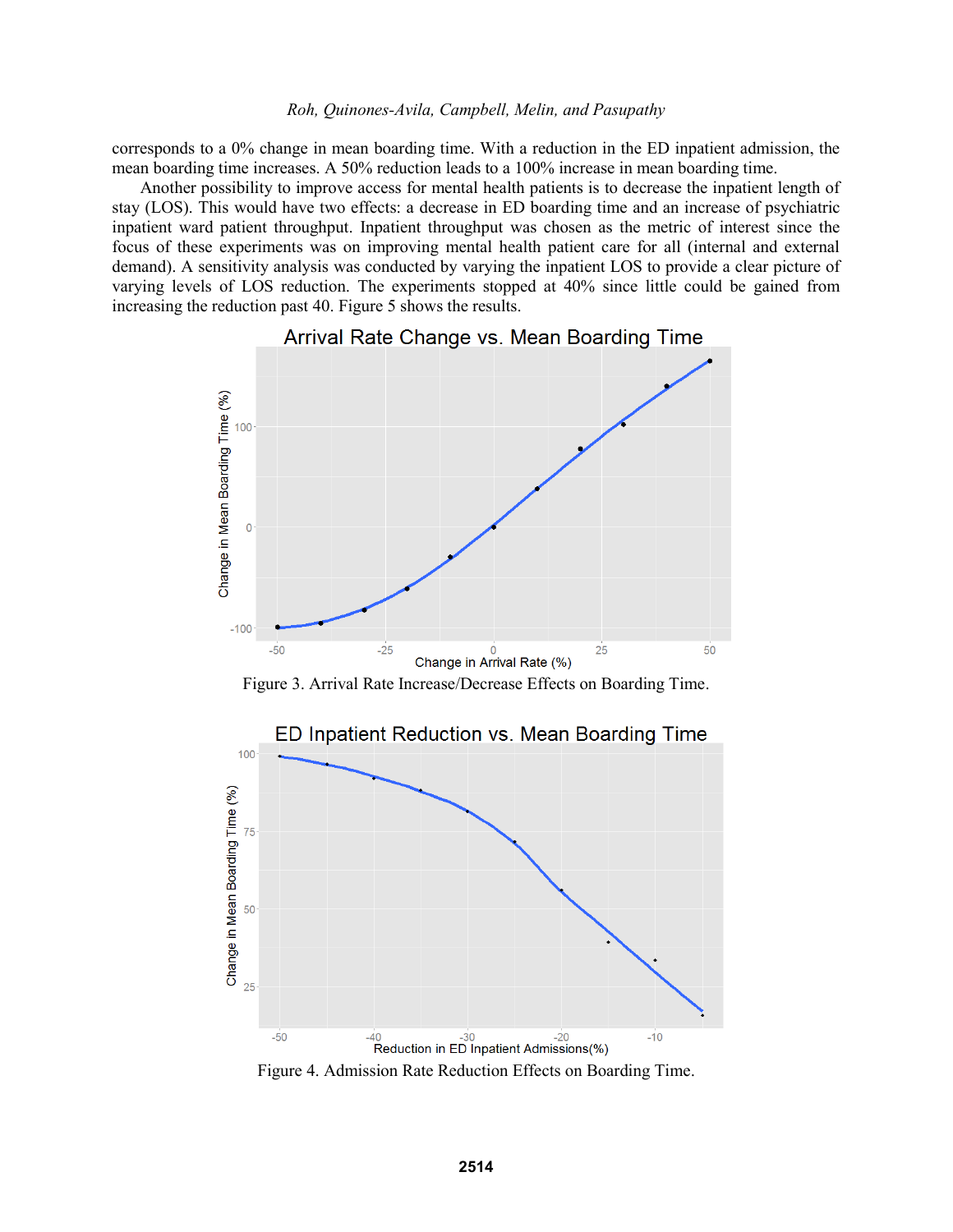corresponds to a 0% change in mean boarding time. With a reduction in the ED inpatient admission, the mean boarding time increases. A 50% reduction leads to a 100% increase in mean boarding time.

Another possibility to improve access for mental health patients is to decrease the inpatient length of stay (LOS). This would have two effects: a decrease in ED boarding time and an increase of psychiatric inpatient ward patient throughput. Inpatient throughput was chosen as the metric of interest since the focus of these experiments was on improving mental health patient care for all (internal and external demand). A sensitivity analysis was conducted by varying the inpatient LOS to provide a clear picture of varying levels of LOS reduction. The experiments stopped at 40% since little could be gained from increasing the reduction past 40. Figure 5 shows the results.

Figure 3. Arrival Rate Increase/Decrease Effects on Boarding Time.

Figure 4. Admission Rate Reduction Effects on Boarding Time.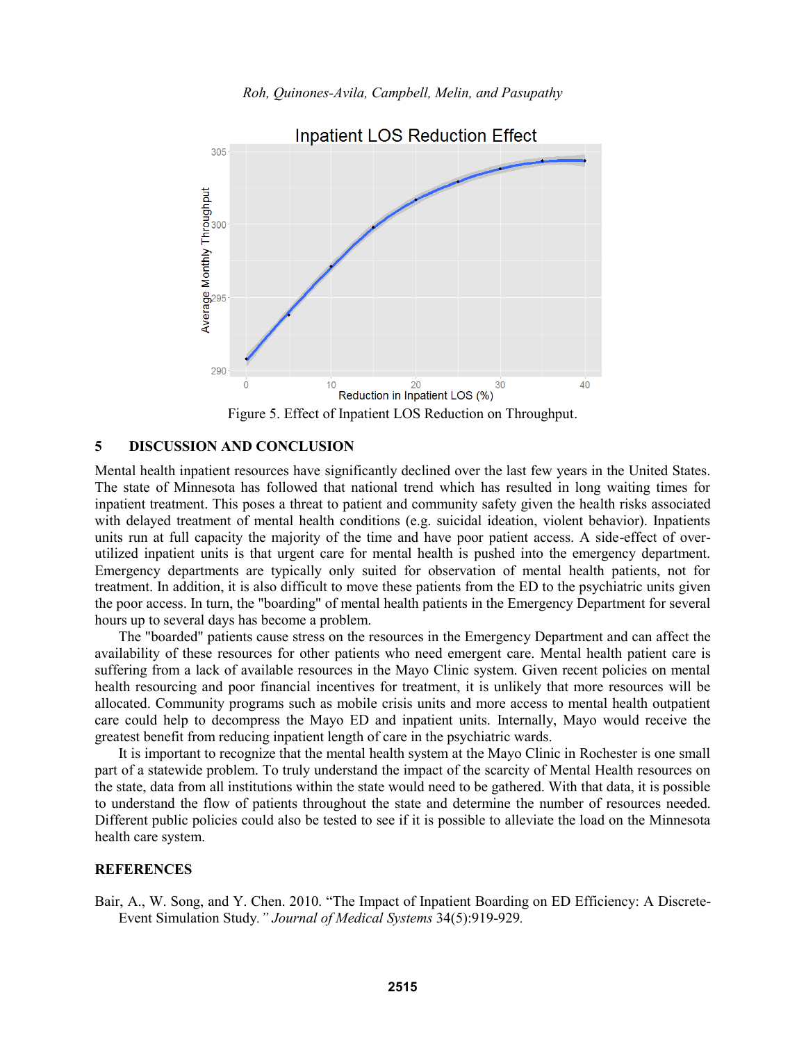Figure 5. Effect of Inpatient LOS Reduction on Throughput.

## 5 DISCUSSION AND CONCLUSION

Mental health inpatient resources have significantly declined over the last few years in the United States. The state of Minnesota has followed that national trend which has resulted in long waiting times for inpatient treatment. This poses a threat to patient and community safety given the health risks associated with delayed treatment of mental health conditions (e.g. suicidal ideation, violent behavior). Inpatients units run at full capacity the majority of the time and have poor patient access. A side-effect of over-utilized inpatient units is that urgent care for mental health is pushed into the emergency department. Emergency departments are typically only suited for observation of mental health patients, not for treatment. In addition, it is also difficult to move these patients from the ED to the psychiatric units given the poor access. In turn, the "boarding" of mental health patients in the Emergency Department for several hours up to several days has become a problem.

The "boarded" patients cause stress on the resources in the Emergency Department and can affect the availability of these resources for other patients who need emergent care. Mental health patient care is suffering from a lack of available resources in the Mayo Clinic system. Given recent policies on mental health resourcing and poor financial incentives for treatment, it is unlikely that more resources will be allocated. Community programs such as mobile crisis units and more access to mental health outpatient care could help to decompress the Mayo ED and inpatient units. Internally, Mayo would receive the greatest benefit from reducing inpatient length of care in the psychiatric wards.

It is important to recognize that the mental health system at the Mayo Clinic in Rochester is one small part of a statewide problem. To truly understand the impact of the scarcity of Mental Health resources on the state, data from all institutions within the state would need to be gathered. With that data, it is possible to understand the flow of patients throughout the state and determine the number of resources needed. Different public policies could also be tested to see if it is possible to alleviate the load on the Minnesota health care system.

## REFERENCES

Bair, A., W. Song, and Y. Chen. 2010. "The Impact of Inpatient Boarding on ED Efficiency: A Discrete-Event Simulation Study." *Journal of Medical Systems* 34(5):919-929.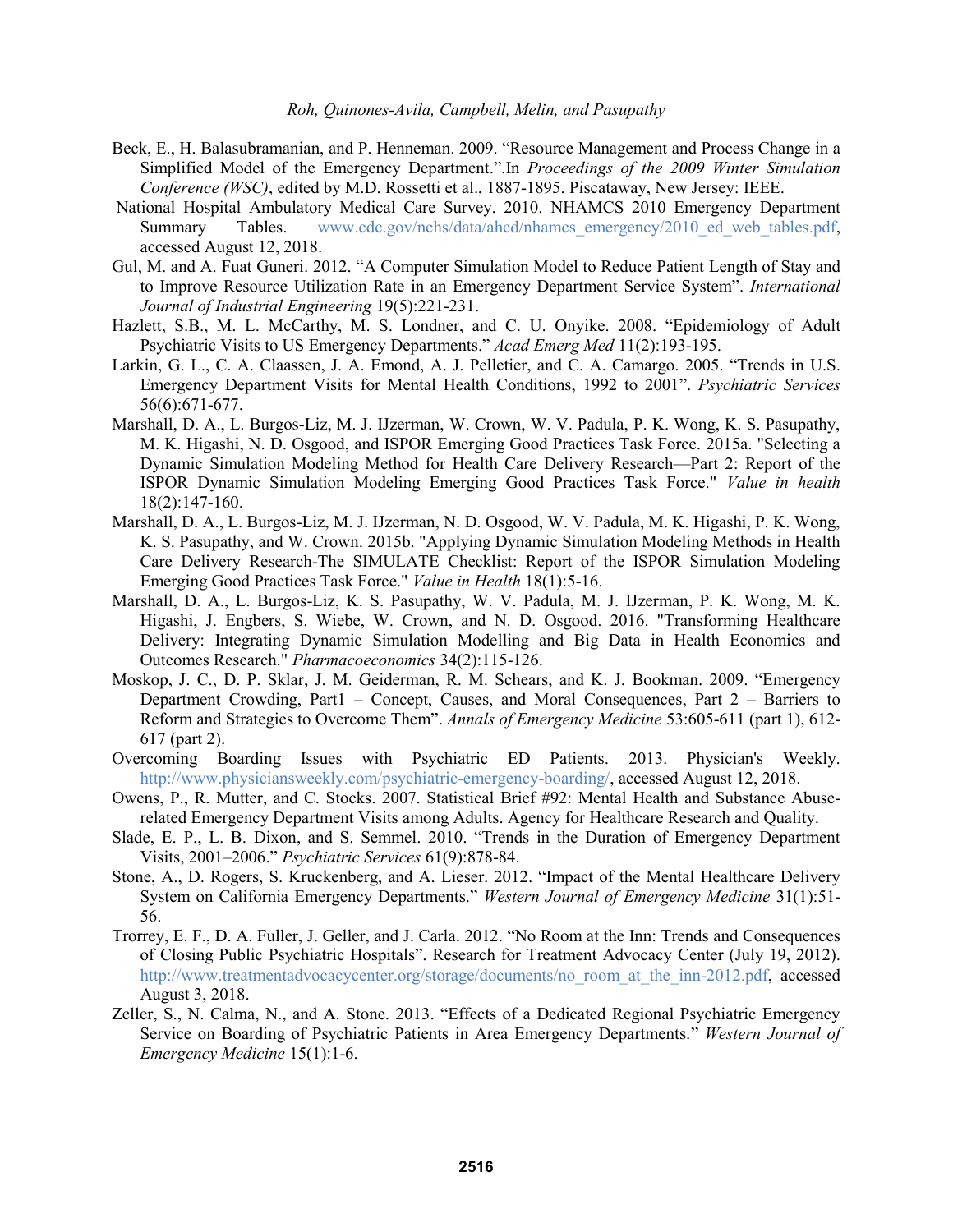Beck, E., H. Balasubramanian, and P. Henneman. 2009. "Resource Management and Process Change in a Simplified Model of the Emergency Department.".In *Proceedings of the 2009 Winter Simulation Conference (WSC)*, edited by M.D. Rossetti et al., 1887-1895. Piscataway, New Jersey: IEEE.

National Hospital Ambulatory Medical Care Survey. 2010. NHAMCS 2010 Emergency Department Summary Tables. www.cdc.gov/nchs/data/ahcd/nhamcs_emergency/2010_ed_web_tables.pdf, accessed August 12, 2018.

Gul, M. and A. Fuat Guneri. 2012. "A Computer Simulation Model to Reduce Patient Length of Stay and to Improve Resource Utilization Rate in an Emergency Department Service System". *International Journal of Industrial Engineering* 19(5):221-231.

Hazlett, S.B., M. L. McCarthy, M. S. Londner, and C. U. Onyike. 2008. "Epidemiology of Adult Psychiatric Visits to US Emergency Departments." *Acad Emerg Med* 11(2):193-195.

Larkin, G. L., C. A. Claassen, J. A. Emond, A. J. Pelletier, and C. A. Camargo. 2005. "Trends in U.S. Emergency Department Visits for Mental Health Conditions, 1992 to 2001". *Psychiatric Services* 56(6):671-677.

Marshall, D. A., L. Burgos-Liz, M. J. IJzerman, W. Crown, W. V. Padula, P. K. Wong, K. S. Pasupathy, M. K. Higashi, N. D. Osgood, and ISPOR Emerging Good Practices Task Force. 2015a. "Selecting a Dynamic Simulation Modeling Method for Health Care Delivery Research—Part 2: Report of the ISPOR Dynamic Simulation Modeling Emerging Good Practices Task Force." *Value in health* 18(2):147-160.

Marshall, D. A., L. Burgos-Liz, M. J. IJzerman, N. D. Osgood, W. V. Padula, M. K. Higashi, P. K. Wong, K. S. Pasupathy, and W. Crown. 2015b. "Applying Dynamic Simulation Modeling Methods in Health Care Delivery Research-The SIMULATE Checklist: Report of the ISPOR Simulation Modeling Emerging Good Practices Task Force." *Value in Health* 18(1):5-16.

Marshall, D. A., L. Burgos-Liz, K. S. Pasupathy, W. V. Padula, M. J. IJzerman, P. K. Wong, M. K. Higashi, J. Engbers, S. Wiebe, W. Crown, and N. D. Osgood. 2016. "Transforming Healthcare Delivery: Integrating Dynamic Simulation Modelling and Big Data in Health Economics and Outcomes Research." *Pharmacoeconomics* 34(2):115-126.

Moskop, J. C., D. P. Sklar, J. M. Geiderman, R. M. Schears, and K. J. Bookman. 2009. "Emergency Department Crowding, Part1 – Concept, Causes, and Moral Consequences, Part 2 – Barriers to Reform and Strategies to Overcome Them". *Annals of Emergency Medicine* 53:605-611 (part 1), 612-617 (part 2).

Overcoming Boarding Issues with Psychiatric ED Patients. 2013. Physician's Weekly. http://www.physiciansweekly.com/psychiatric-emergency-boarding/, accessed August 12, 2018.

Owens, P., R. Mutter, and C. Stocks. 2007. Statistical Brief #92: Mental Health and Substance Abuse-related Emergency Department Visits among Adults. Agency for Healthcare Research and Quality.

Slade, E. P., L. B. Dixon, and S. Semmel. 2010. "Trends in the Duration of Emergency Department Visits, 2001–2006." *Psychiatric Services* 61(9):878-84.

Stone, A., D. Rogers, S. Kruckenberg, and A. Lieser. 2012. "Impact of the Mental Healthcare Delivery System on California Emergency Departments." *Western Journal of Emergency Medicine* 31(1):51-56.

Trorrey, E. F., D. A. Fuller, J. Geller, and J. Carla. 2012. "No Room at the Inn: Trends and Consequences of Closing Public Psychiatric Hospitals". Research for Treatment Advocacy Center (July 19, 2012). http://www.treatmentadvocacycenter.org/storage/documents/no_room_at_the_inn-2012.pdf, accessed August 3, 2018.

Zeller, S., N. Calma, N., and A. Stone. 2013. "Effects of a Dedicated Regional Psychiatric Emergency Service on Boarding of Psychiatric Patients in Area Emergency Departments." *Western Journal of Emergency Medicine* 15(1):1-6.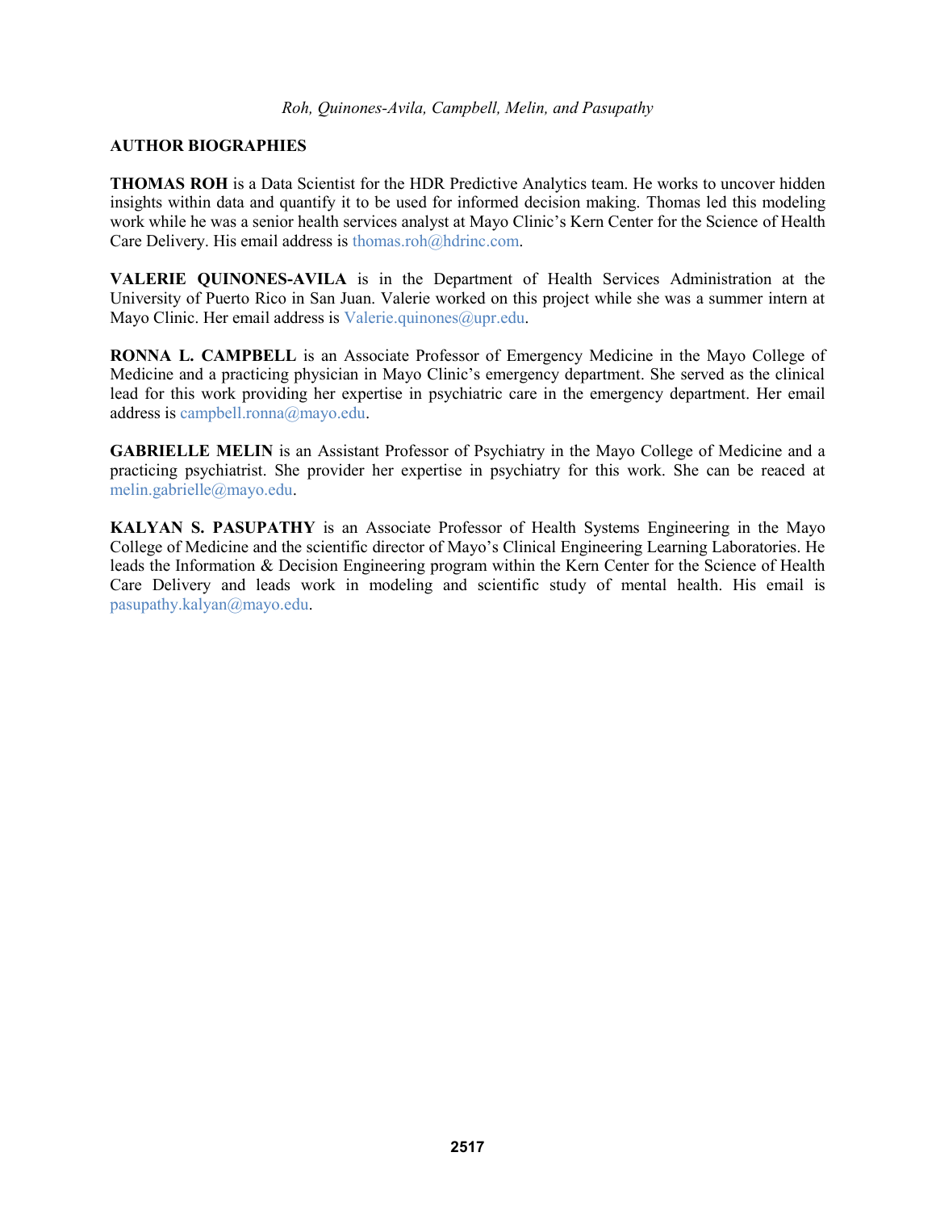## AUTHOR BIOGRAPHIES

**THOMAS ROH** is a Data Scientist for the HDR Predictive Analytics team. He works to uncover hidden insights within data and quantify it to be used for informed decision making. Thomas led this modeling work while he was a senior health services analyst at Mayo Clinic's Kern Center for the Science of Health Care Delivery. His email address is thomas.roh@hdrinc.com.

**VALERIE QUINONES-AVILA** is in the Department of Health Services Administration at the University of Puerto Rico in San Juan. Valerie worked on this project while she was a summer intern at Mayo Clinic. Her email address is Valerie.quinones@upr.edu.

**RONNA L. CAMPBELL** is an Associate Professor of Emergency Medicine in the Mayo College of Medicine and a practicing physician in Mayo Clinic's emergency department. She served as the clinical lead for this work providing her expertise in psychiatric care in the emergency department. Her email address is campbell.ronna@mayo.edu.

**GABRIELLE MELIN** is an Assistant Professor of Psychiatry in the Mayo College of Medicine and a practicing psychiatrist. She provider her expertise in psychiatry for this work. She can be reaced at melin.gabrielle@mayo.edu.

**KALYAN S. PASUPATHY** is an Associate Professor of Health Systems Engineering in the Mayo College of Medicine and the scientific director of Mayo's Clinical Engineering Learning Laboratories. He leads the Information & Decision Engineering program within the Kern Center for the Science of Health Care Delivery and leads work in modeling and scientific study of mental health. His email is pasupathy.kalyan@mayo.edu.